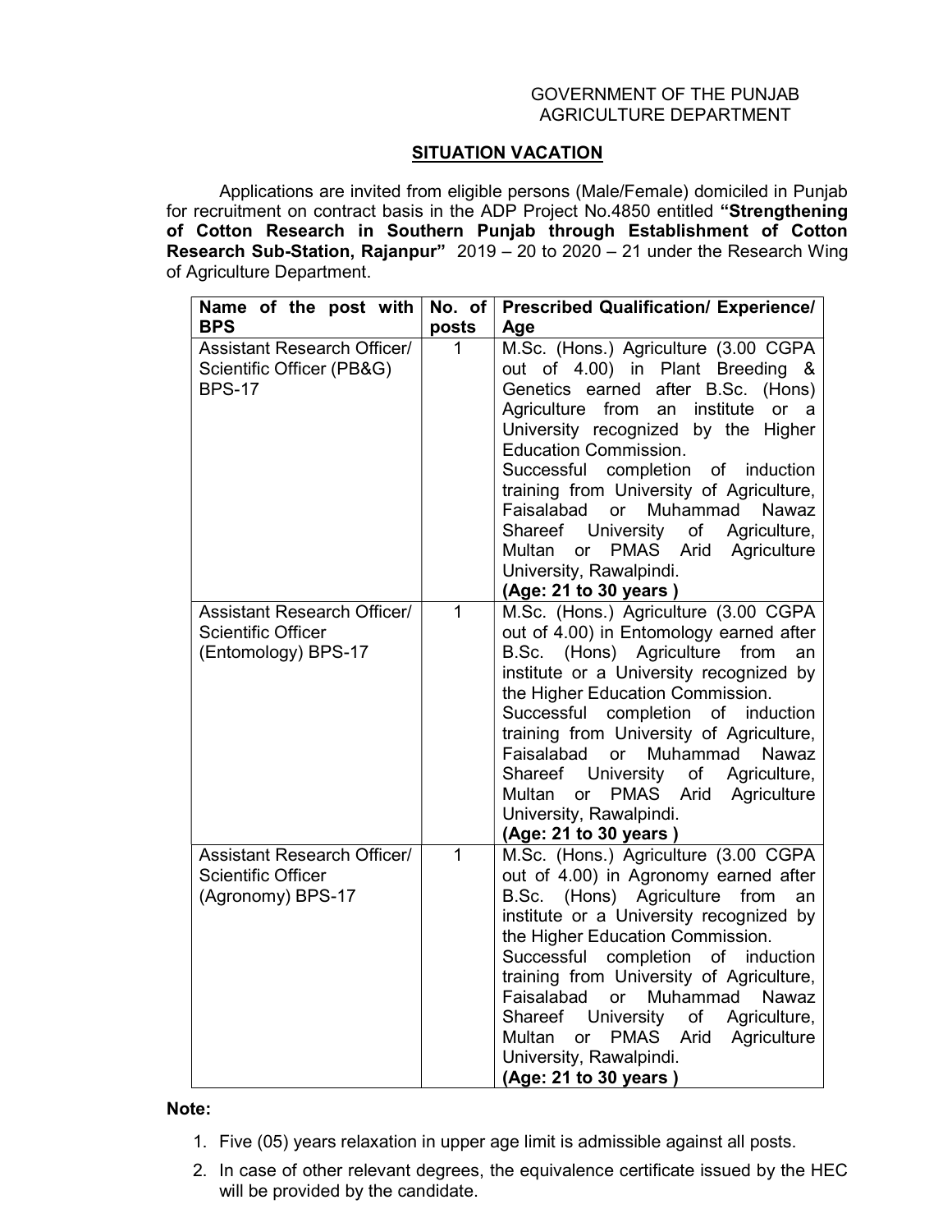GOVERNMENT OF THE PUNJAB
AGRICULTURE DEPARTMENT

## SITUATION VACATION

Applications are invited from eligible persons (Male/Female) domiciled in Punjab for recruitment on contract basis in the ADP Project No.4850 entitled **"Strengthening of Cotton Research in Southern Punjab through Establishment of Cotton Research Sub-Station, Rajanpur"** 2019 – 20 to 2020 – 21 under the Research Wing of Agriculture Department.

| Name of the post with BPS | No. of posts | Prescribed Qualification/ Experience/ Age |
|---|---|---|
| Assistant Research Officer/ Scientific Officer (PB&G) BPS-17 | 1 | M.Sc. (Hons.) Agriculture (3.00 CGPA out of 4.00) in Plant Breeding & Genetics earned after B.Sc. (Hons) Agriculture from an institute or a University recognized by the Higher Education Commission. Successful completion of induction training from University of Agriculture, Faisalabad or Muhammad Nawaz Shareef University of Agriculture, Multan or PMAS Arid Agriculture University, Rawalpindi. **(Age: 21 to 30 years )** |
| Assistant Research Officer/ Scientific Officer (Entomology) BPS-17 | 1 | M.Sc. (Hons.) Agriculture (3.00 CGPA out of 4.00) in Entomology earned after B.Sc. (Hons) Agriculture from an institute or a University recognized by the Higher Education Commission. Successful completion of induction training from University of Agriculture, Faisalabad or Muhammad Nawaz Shareef University of Agriculture, Multan or PMAS Arid Agriculture University, Rawalpindi. **(Age: 21 to 30 years )** |
| Assistant Research Officer/ Scientific Officer (Agronomy) BPS-17 | 1 | M.Sc. (Hons.) Agriculture (3.00 CGPA out of 4.00) in Agronomy earned after B.Sc. (Hons) Agriculture from an institute or a University recognized by the Higher Education Commission. Successful completion of induction training from University of Agriculture, Faisalabad or Muhammad Nawaz Shareef University of Agriculture, Multan or PMAS Arid Agriculture University, Rawalpindi. **(Age: 21 to 30 years )** |

**Note:**

1. Five (05) years relaxation in upper age limit is admissible against all posts.
2. In case of other relevant degrees, the equivalence certificate issued by the HEC will be provided by the candidate.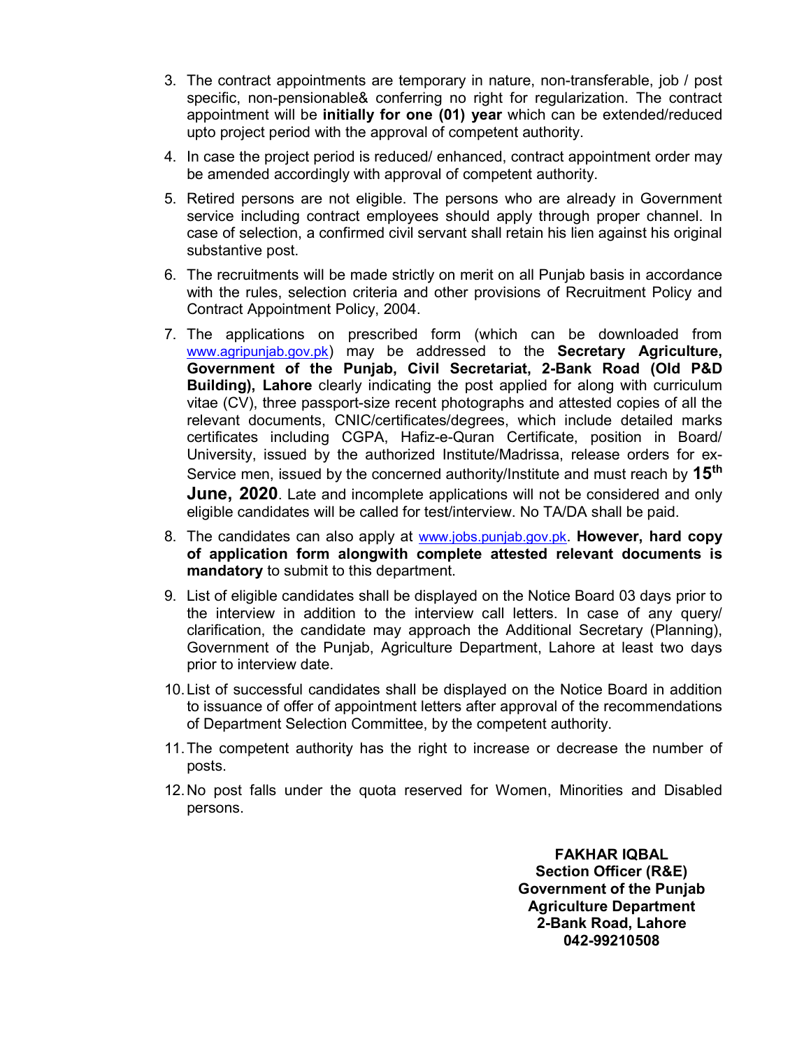3. The contract appointments are temporary in nature, non-transferable, job / post specific, non-pensionable& conferring no right for regularization. The contract appointment will be **initially for one (01) year** which can be extended/reduced upto project period with the approval of competent authority.
4. In case the project period is reduced/ enhanced, contract appointment order may be amended accordingly with approval of competent authority.
5. Retired persons are not eligible. The persons who are already in Government service including contract employees should apply through proper channel. In case of selection, a confirmed civil servant shall retain his lien against his original substantive post.
6. The recruitments will be made strictly on merit on all Punjab basis in accordance with the rules, selection criteria and other provisions of Recruitment Policy and Contract Appointment Policy, 2004.
7. The applications on prescribed form (which can be downloaded from www.agripunjab.gov.pk) may be addressed to the **Secretary Agriculture, Government of the Punjab, Civil Secretariat, 2-Bank Road (Old P&D Building), Lahore** clearly indicating the post applied for along with curriculum vitae (CV), three passport-size recent photographs and attested copies of all the relevant documents, CNIC/certificates/degrees, which include detailed marks certificates including CGPA, Hafiz-e-Quran Certificate, position in Board/ University, issued by the authorized Institute/Madrissa, release orders for ex-Service men, issued by the concerned authority/Institute and must reach by **15th June, 2020**. Late and incomplete applications will not be considered and only eligible candidates will be called for test/interview. No TA/DA shall be paid.
8. The candidates can also apply at www.jobs.punjab.gov.pk. **However, hard copy of application form alongwith complete attested relevant documents is mandatory** to submit to this department.
9. List of eligible candidates shall be displayed on the Notice Board 03 days prior to the interview in addition to the interview call letters. In case of any query/ clarification, the candidate may approach the Additional Secretary (Planning), Government of the Punjab, Agriculture Department, Lahore at least two days prior to interview date.
10. List of successful candidates shall be displayed on the Notice Board in addition to issuance of offer of appointment letters after approval of the recommendations of Department Selection Committee, by the competent authority.
11. The competent authority has the right to increase or decrease the number of posts.
12. No post falls under the quota reserved for Women, Minorities and Disabled persons.

**FAKHAR IQBAL**
**Section Officer (R&E)**
**Government of the Punjab**
**Agriculture Department**
**2-Bank Road, Lahore**
**042-99210508**